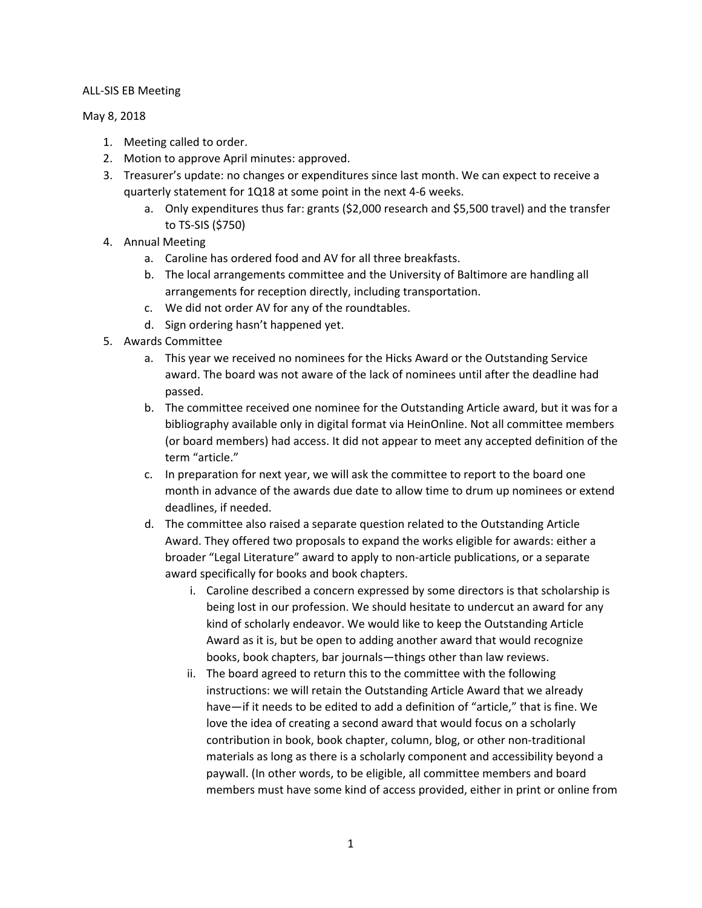ALL-SIS EB Meeting

May 8, 2018

1. Meeting called to order.
2. Motion to approve April minutes: approved.
3. Treasurer's update: no changes or expenditures since last month. We can expect to receive a quarterly statement for 1Q18 at some point in the next 4-6 weeks.
    a. Only expenditures thus far: grants ($2,000 research and $5,500 travel) and the transfer to TS-SIS ($750)
4. Annual Meeting
    a. Caroline has ordered food and AV for all three breakfasts.
    b. The local arrangements committee and the University of Baltimore are handling all arrangements for reception directly, including transportation.
    c. We did not order AV for any of the roundtables.
    d. Sign ordering hasn't happened yet.
5. Awards Committee
    a. This year we received no nominees for the Hicks Award or the Outstanding Service award. The board was not aware of the lack of nominees until after the deadline had passed.
    b. The committee received one nominee for the Outstanding Article award, but it was for a bibliography available only in digital format via HeinOnline. Not all committee members (or board members) had access. It did not appear to meet any accepted definition of the term "article."
    c. In preparation for next year, we will ask the committee to report to the board one month in advance of the awards due date to allow time to drum up nominees or extend deadlines, if needed.
    d. The committee also raised a separate question related to the Outstanding Article Award. They offered two proposals to expand the works eligible for awards: either a broader "Legal Literature" award to apply to non-article publications, or a separate award specifically for books and book chapters.
        i. Caroline described a concern expressed by some directors is that scholarship is being lost in our profession. We should hesitate to undercut an award for any kind of scholarly endeavor. We would like to keep the Outstanding Article Award as it is, but be open to adding another award that would recognize books, book chapters, bar journals—things other than law reviews.
        ii. The board agreed to return this to the committee with the following instructions: we will retain the Outstanding Article Award that we already have—if it needs to be edited to add a definition of "article," that is fine. We love the idea of creating a second award that would focus on a scholarly contribution in book, book chapter, column, blog, or other non-traditional materials as long as there is a scholarly component and accessibility beyond a paywall. (In other words, to be eligible, all committee members and board members must have some kind of access provided, either in print or online from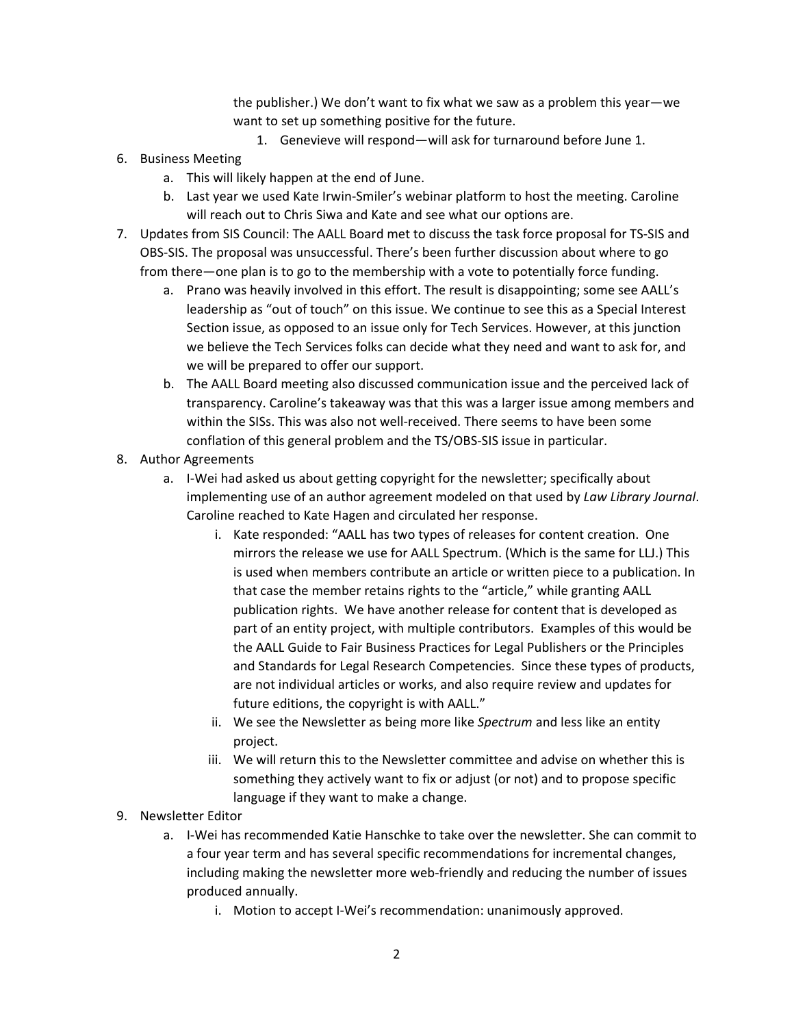the publisher.) We don't want to fix what we saw as a problem this year—we want to set up something positive for the future.

        1. Genevieve will respond—will ask for turnaround before June 1.

6. Business Meeting
    a. This will likely happen at the end of June.
    b. Last year we used Kate Irwin-Smiler's webinar platform to host the meeting. Caroline will reach out to Chris Siwa and Kate and see what our options are.
7. Updates from SIS Council: The AALL Board met to discuss the task force proposal for TS-SIS and OBS-SIS. The proposal was unsuccessful. There's been further discussion about where to go from there—one plan is to go to the membership with a vote to potentially force funding.
    a. Prano was heavily involved in this effort. The result is disappointing; some see AALL's leadership as "out of touch" on this issue. We continue to see this as a Special Interest Section issue, as opposed to an issue only for Tech Services. However, at this junction we believe the Tech Services folks can decide what they need and want to ask for, and we will be prepared to offer our support.
    b. The AALL Board meeting also discussed communication issue and the perceived lack of transparency. Caroline's takeaway was that this was a larger issue among members and within the SISs. This was also not well-received. There seems to have been some conflation of this general problem and the TS/OBS-SIS issue in particular.
8. Author Agreements
    a. I-Wei had asked us about getting copyright for the newsletter; specifically about implementing use of an author agreement modeled on that used by *Law Library Journal*. Caroline reached to Kate Hagen and circulated her response.
        i. Kate responded: "AALL has two types of releases for content creation. One mirrors the release we use for AALL Spectrum. (Which is the same for LLJ.) This is used when members contribute an article or written piece to a publication. In that case the member retains rights to the "article," while granting AALL publication rights. We have another release for content that is developed as part of an entity project, with multiple contributors. Examples of this would be the AALL Guide to Fair Business Practices for Legal Publishers or the Principles and Standards for Legal Research Competencies. Since these types of products, are not individual articles or works, and also require review and updates for future editions, the copyright is with AALL."
        ii. We see the Newsletter as being more like *Spectrum* and less like an entity project.
        iii. We will return this to the Newsletter committee and advise on whether this is something they actively want to fix or adjust (or not) and to propose specific language if they want to make a change.
9. Newsletter Editor
    a. I-Wei has recommended Katie Hanschke to take over the newsletter. She can commit to a four year term and has several specific recommendations for incremental changes, including making the newsletter more web-friendly and reducing the number of issues produced annually.
        i. Motion to accept I-Wei's recommendation: unanimously approved.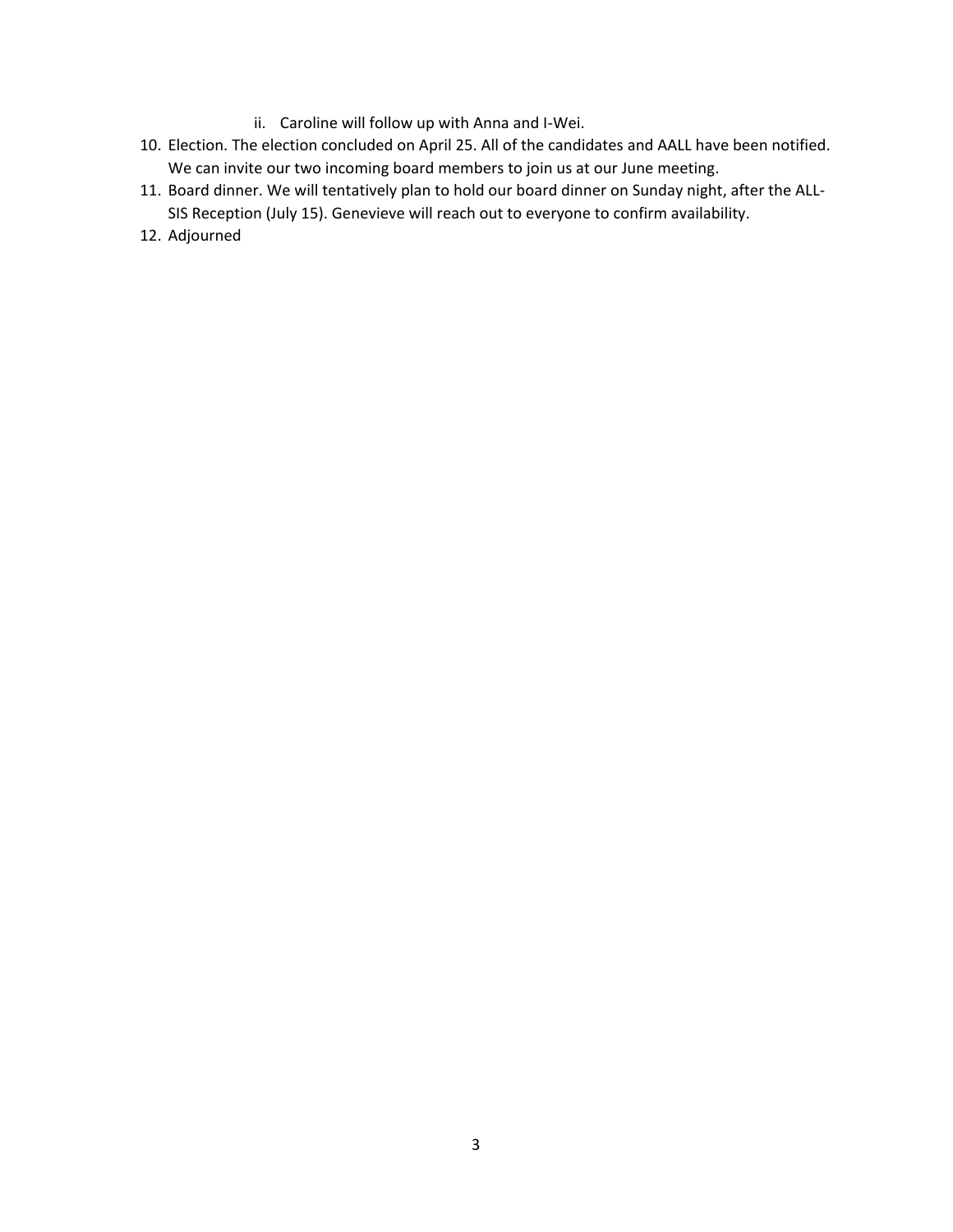ii. Caroline will follow up with Anna and I-Wei.

10. Election. The election concluded on April 25. All of the candidates and AALL have been notified. We can invite our two incoming board members to join us at our June meeting.
11. Board dinner. We will tentatively plan to hold our board dinner on Sunday night, after the ALL-SIS Reception (July 15). Genevieve will reach out to everyone to confirm availability.
12. Adjourned